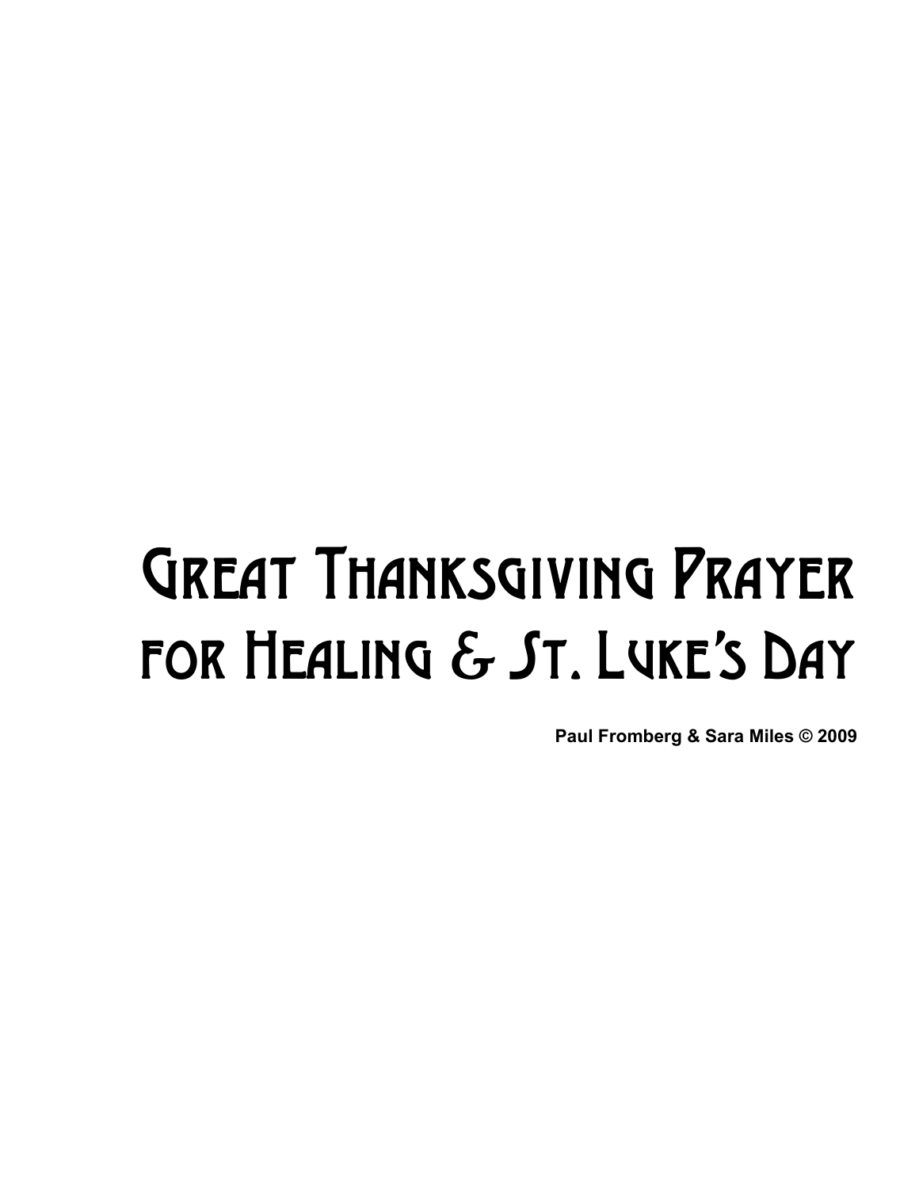# Great Thanksgiving Prayer for Healing & St. Luke's Day

**Paul Fromberg & Sara Miles © 2009**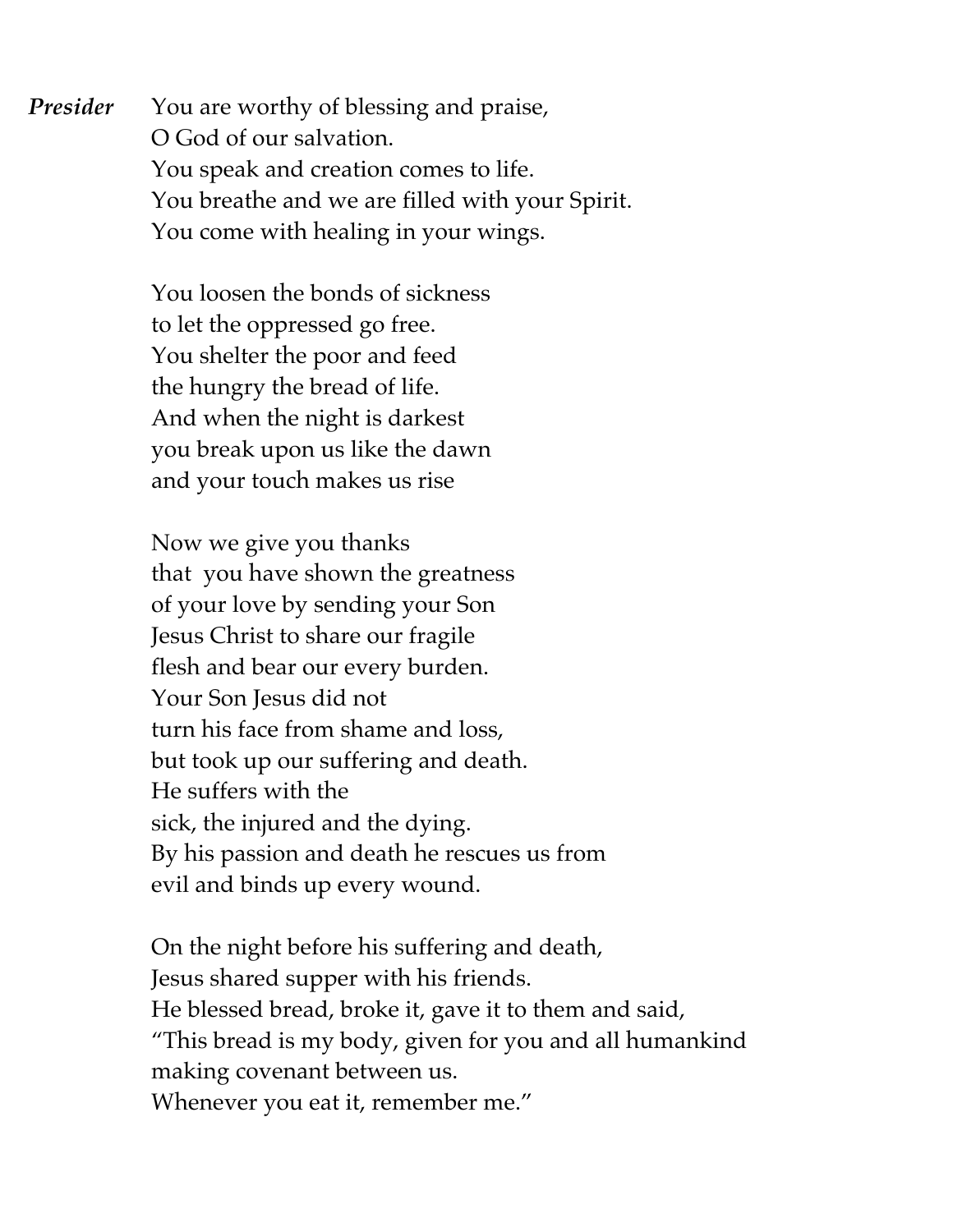***Presider*** You are worthy of blessing and praise,
O God of our salvation.
You speak and creation comes to life.
You breathe and we are filled with your Spirit.
You come with healing in your wings.

You loosen the bonds of sickness
to let the oppressed go free.
You shelter the poor and feed
the hungry the bread of life.
And when the night is darkest
you break upon us like the dawn
and your touch makes us rise

Now we give you thanks
that you have shown the greatness
of your love by sending your Son
Jesus Christ to share our fragile
flesh and bear our every burden.
Your Son Jesus did not
turn his face from shame and loss,
but took up our suffering and death.
He suffers with the
sick, the injured and the dying.
By his passion and death he rescues us from
evil and binds up every wound.

On the night before his suffering and death,
Jesus shared supper with his friends.
He blessed bread, broke it, gave it to them and said,
"This bread is my body, given for you and all humankind
making covenant between us.
Whenever you eat it, remember me."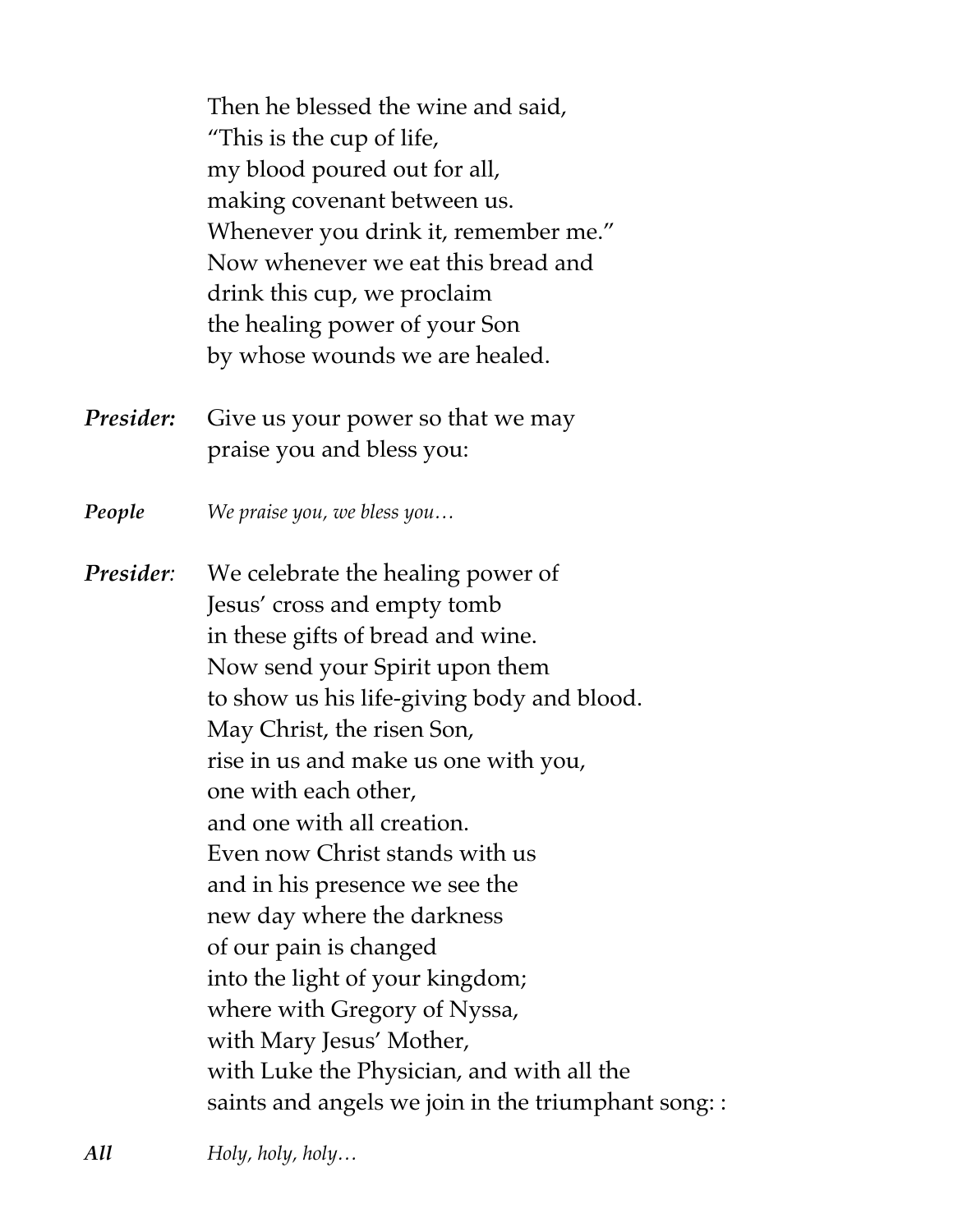Then he blessed the wine and said,  
"This is the cup of life,  
my blood poured out for all,  
making covenant between us.  
Whenever you drink it, remember me."  
Now whenever we eat this bread and  
drink this cup, we proclaim  
the healing power of your Son  
by whose wounds we are healed.

***Presider:*** Give us your power so that we may  
praise you and bless you:

***People*** *We praise you, we bless you…*

***Presider**:* We celebrate the healing power of  
Jesus' cross and empty tomb  
in these gifts of bread and wine.  
Now send your Spirit upon them  
to show us his life-giving body and blood.  
May Christ, the risen Son,  
rise in us and make us one with you,  
one with each other,  
and one with all creation.  
Even now Christ stands with us  
and in his presence we see the  
new day where the darkness  
of our pain is changed  
into the light of your kingdom;  
where with Gregory of Nyssa,  
with Mary Jesus' Mother,  
with Luke the Physician, and with all the  
saints and angels we join in the triumphant song: :

***All*** *Holy, holy, holy…*